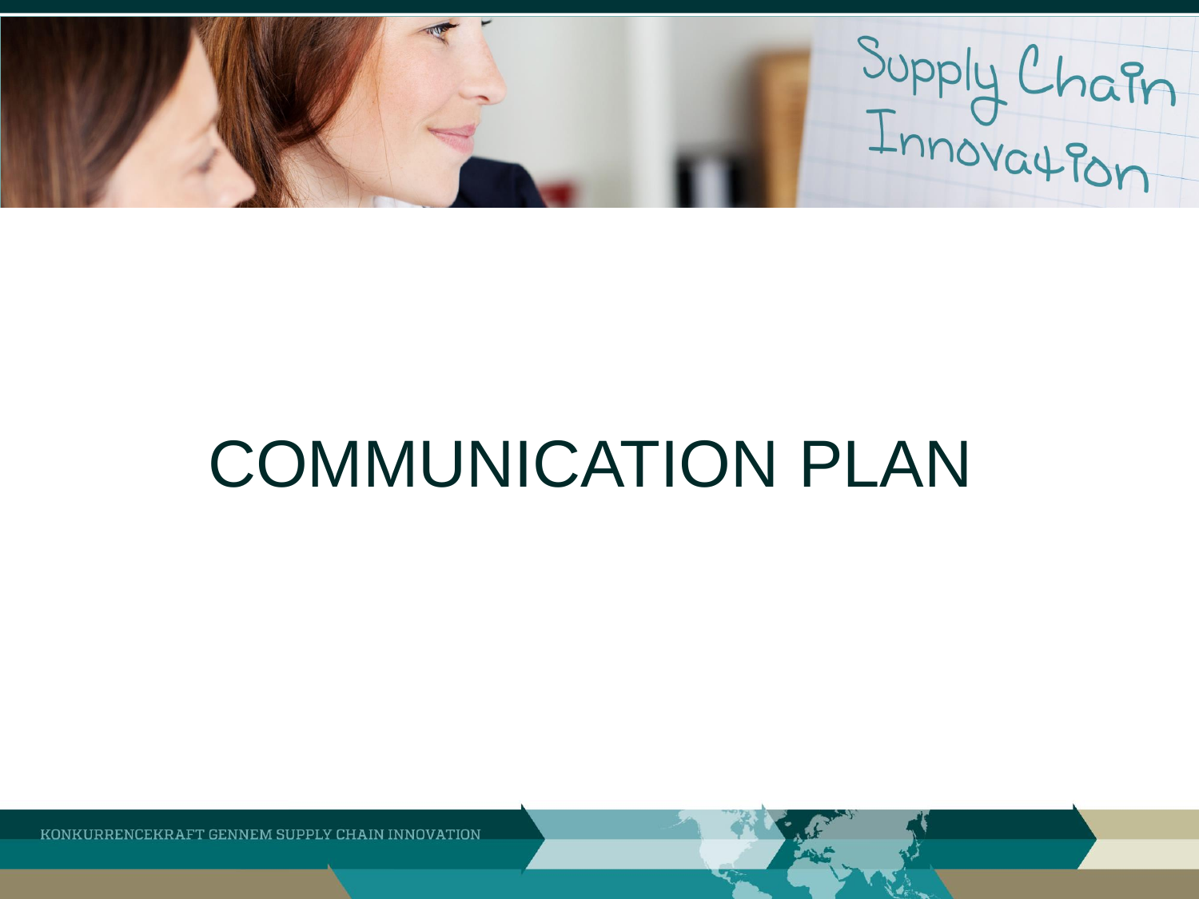# COMMUNICATION PLAN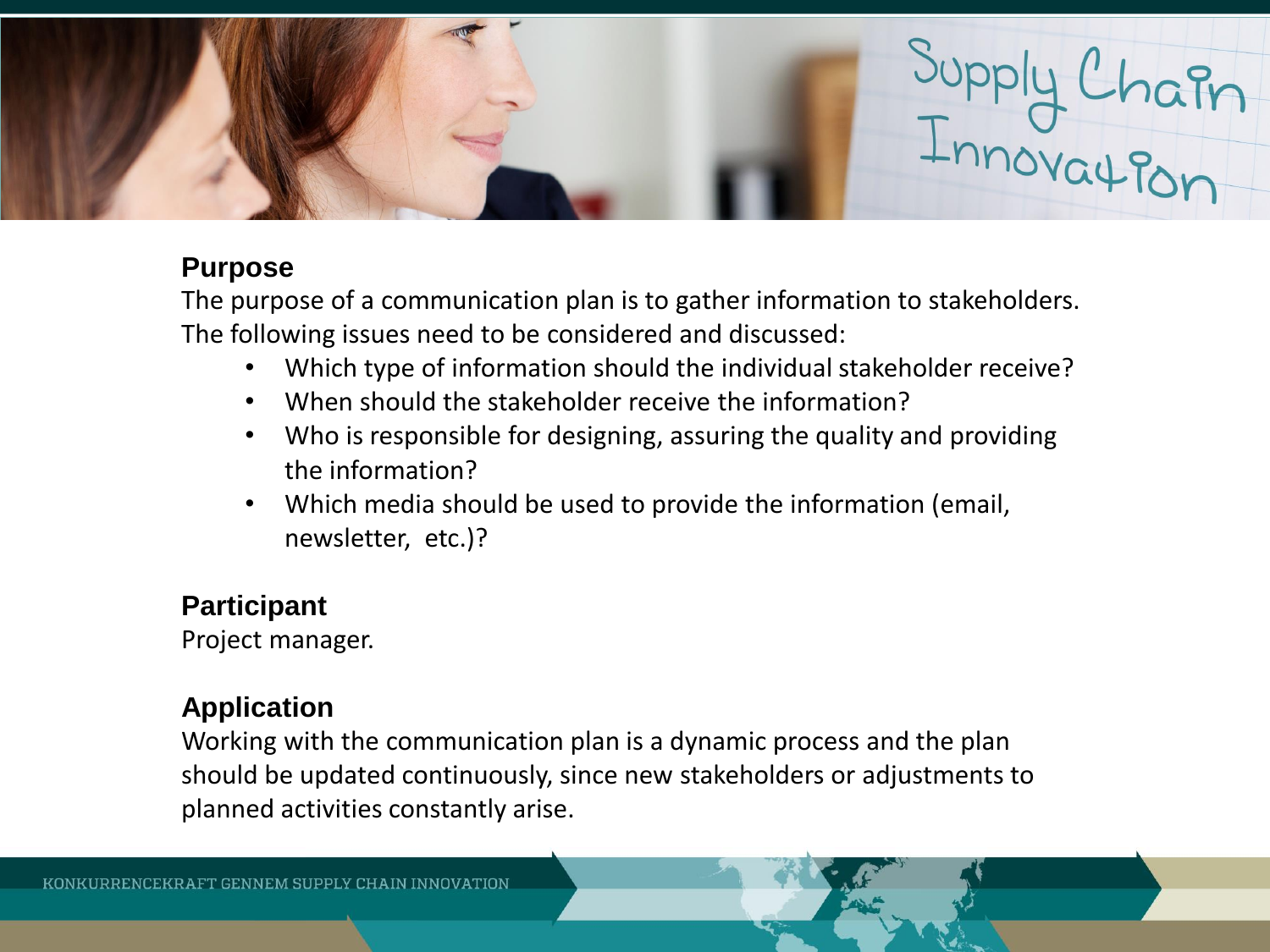## Purpose

The purpose of a communication plan is to gather information to stakeholders. The following issues need to be considered and discussed:

- Which type of information should the individual stakeholder receive?
- When should the stakeholder receive the information?
- Who is responsible for designing, assuring the quality and providing the information?
- Which media should be used to provide the information (email, newsletter, etc.)?

## Participant

Project manager.

## Application

Working with the communication plan is a dynamic process and the plan should be updated continuously, since new stakeholders or adjustments to planned activities constantly arise.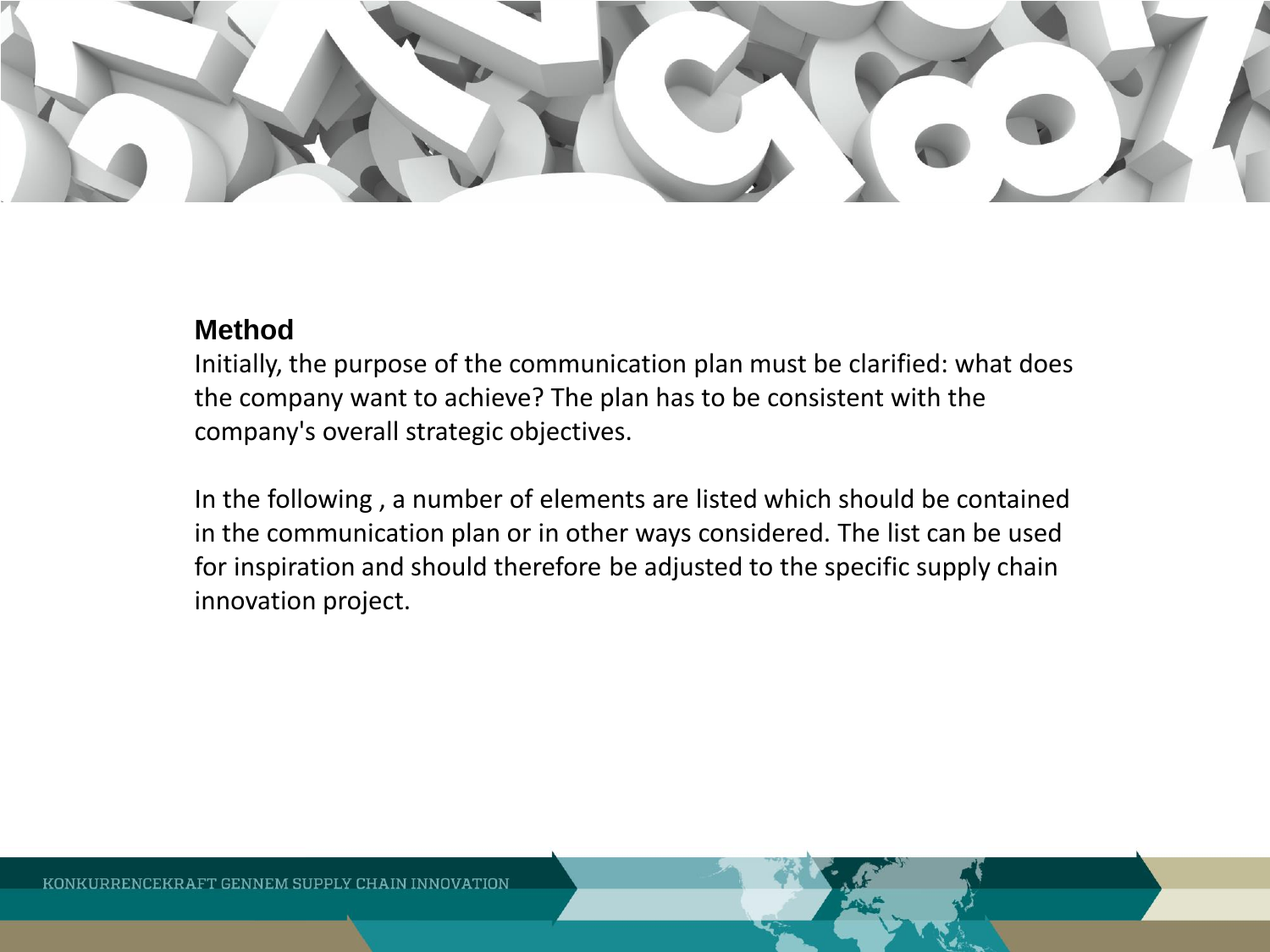### Method

Initially, the purpose of the communication plan must be clarified: what does the company want to achieve? The plan has to be consistent with the company's overall strategic objectives.

In the following , a number of elements are listed which should be contained in the communication plan or in other ways considered. The list can be used for inspiration and should therefore be adjusted to the specific supply chain innovation project.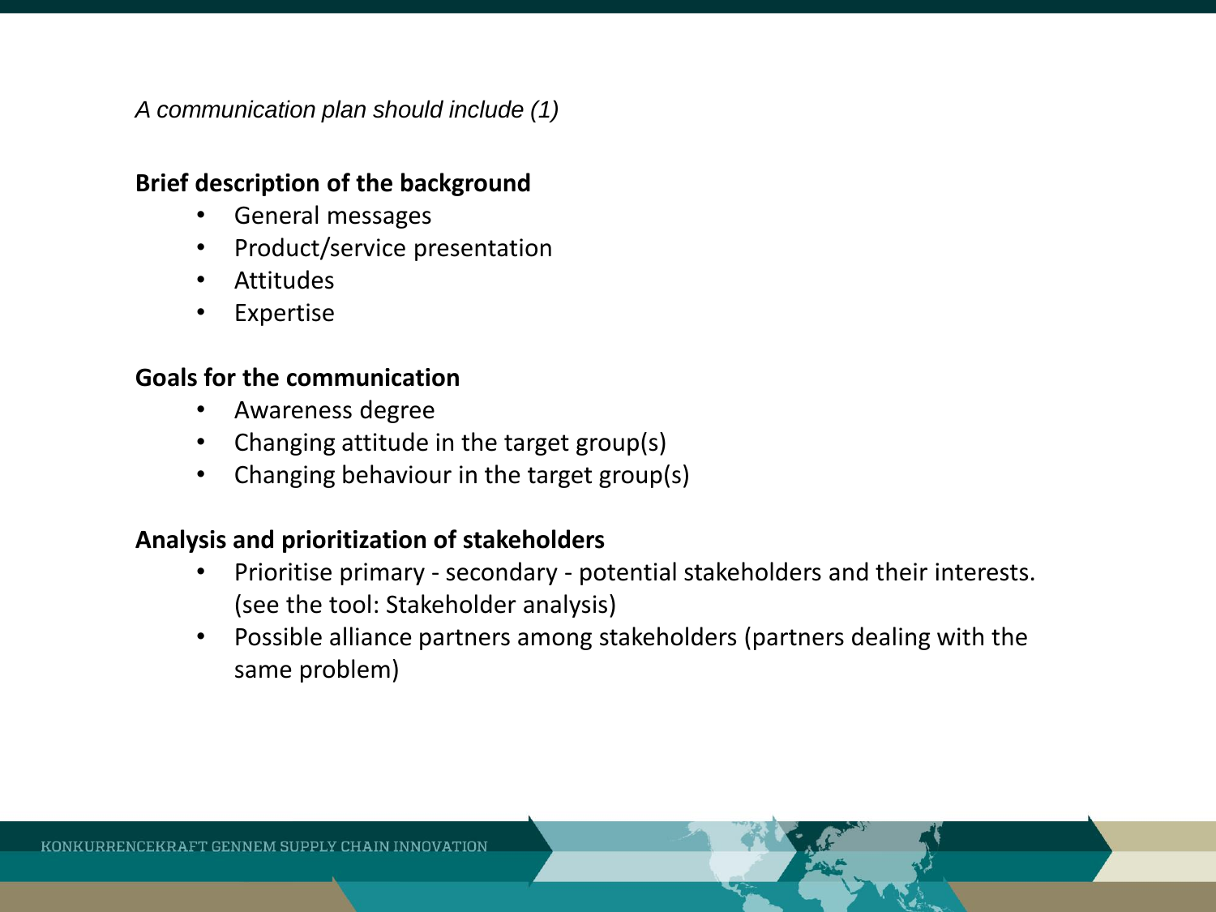*A communication plan should include (1)*

**Brief description of the background**

- General messages
- Product/service presentation
- Attitudes
- Expertise

**Goals for the communication**

- Awareness degree
- Changing attitude in the target group(s)
- Changing behaviour in the target group(s)

**Analysis and prioritization of stakeholders**

- Prioritise primary - secondary - potential stakeholders and their interests. (see the tool: Stakeholder analysis)
- Possible alliance partners among stakeholders (partners dealing with the same problem)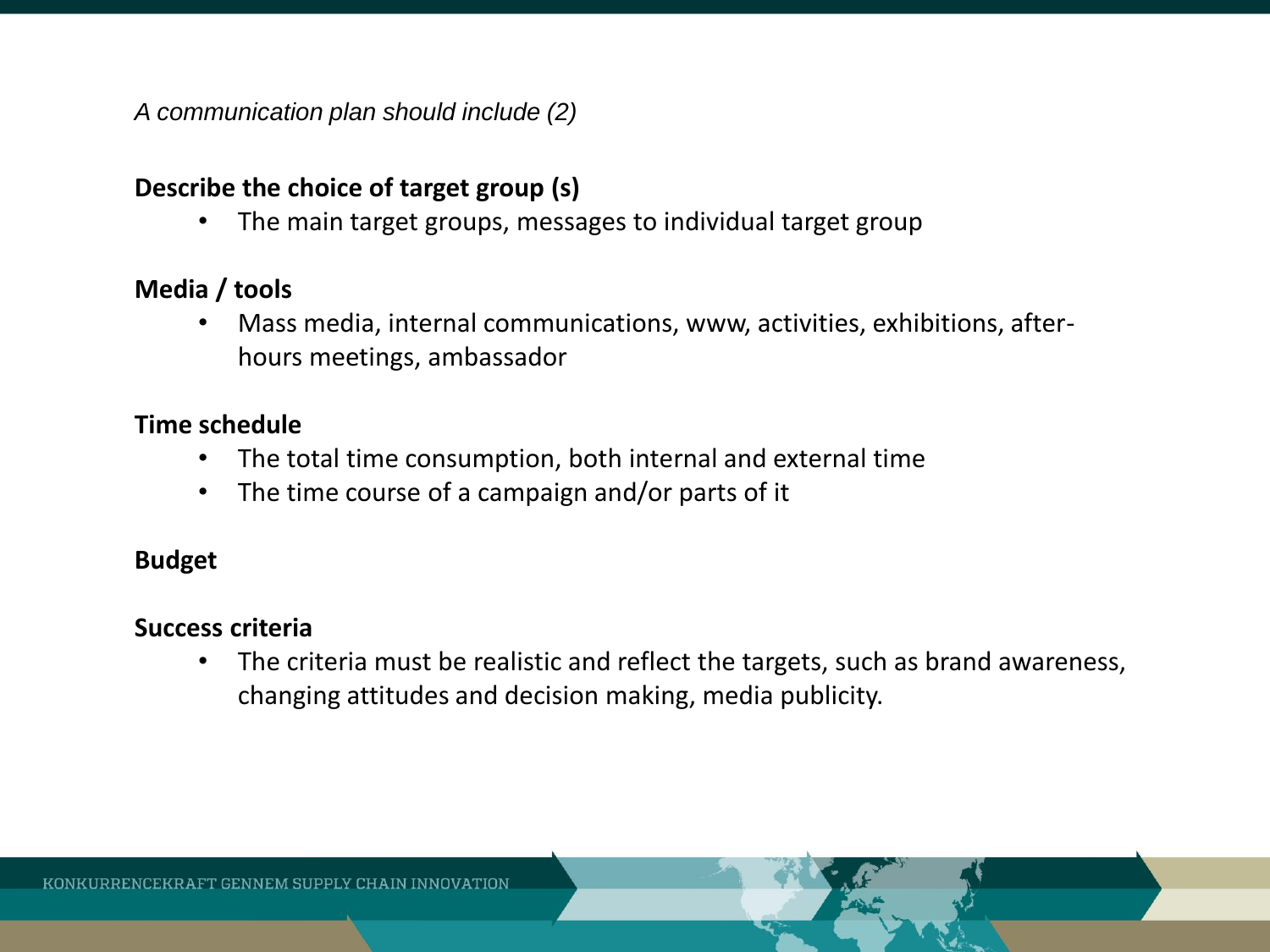*A communication plan should include (2)*

**Describe the choice of target group (s)**

- The main target groups, messages to individual target group

**Media / tools**

- Mass media, internal communications, www, activities, exhibitions, after-hours meetings, ambassador

**Time schedule**

- The total time consumption, both internal and external time
- The time course of a campaign and/or parts of it

**Budget**

**Success criteria**

- The criteria must be realistic and reflect the targets, such as brand awareness, changing attitudes and decision making, media publicity.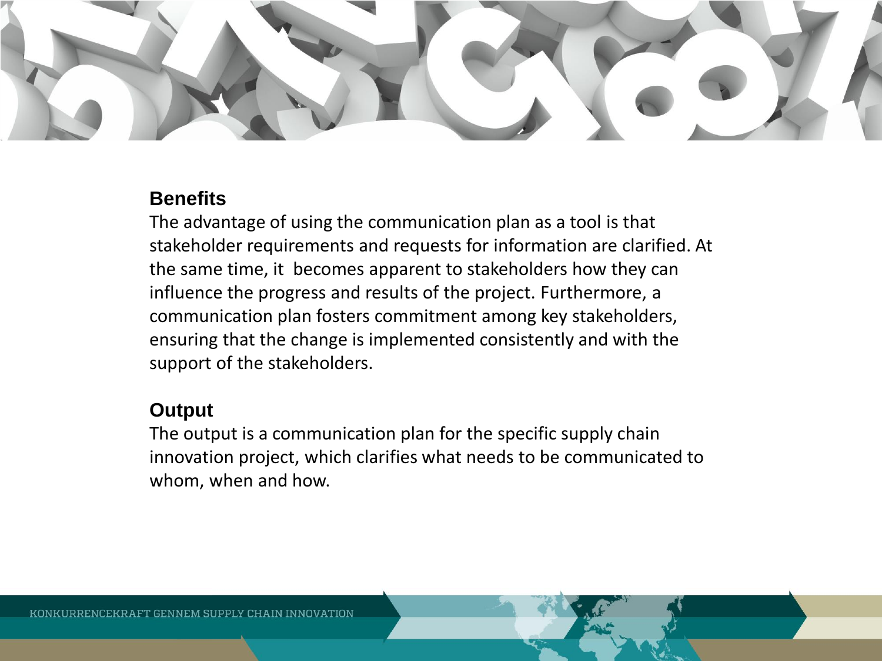## Benefits

The advantage of using the communication plan as a tool is that stakeholder requirements and requests for information are clarified. At the same time, it becomes apparent to stakeholders how they can influence the progress and results of the project. Furthermore, a communication plan fosters commitment among key stakeholders, ensuring that the change is implemented consistently and with the support of the stakeholders.

## Output

The output is a communication plan for the specific supply chain innovation project, which clarifies what needs to be communicated to whom, when and how.